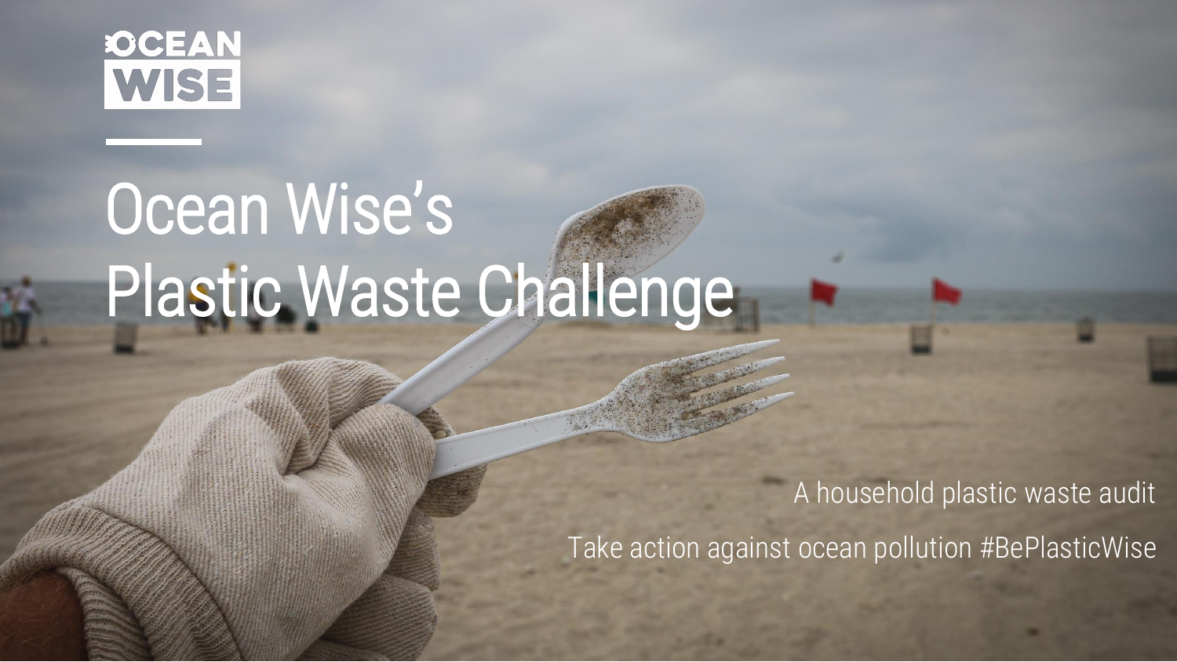OCEAN WISE

# Ocean Wise's Plastic Waste Challenge

A household plastic waste audit

Take action against ocean pollution #BePlasticWise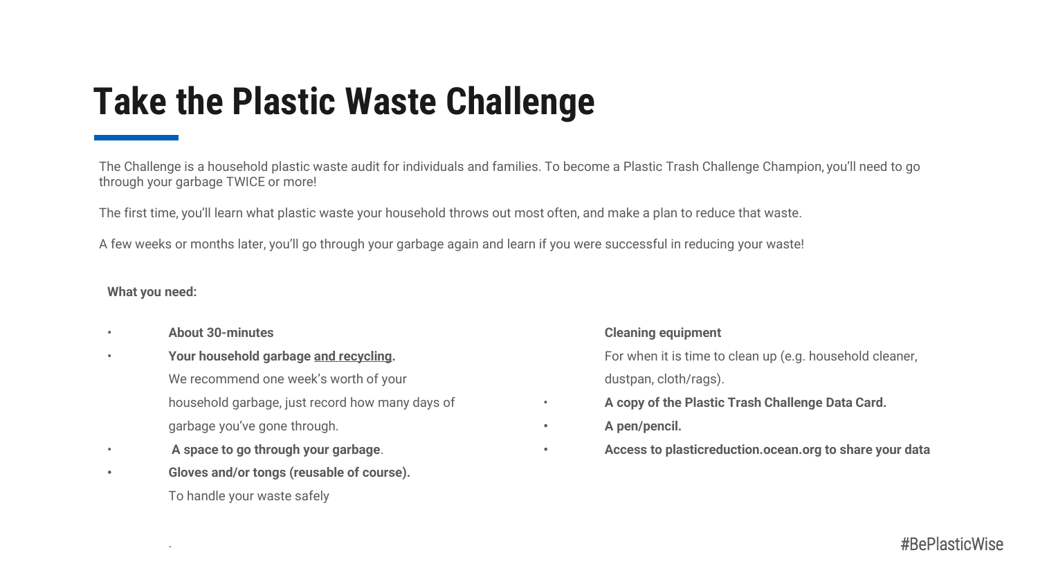# Take the Plastic Waste Challenge

The Challenge is a household plastic waste audit for individuals and families. To become a Plastic Trash Challenge Champion, you'll need to go through your garbage TWICE or more!

The first time, you'll learn what plastic waste your household throws out most often, and make a plan to reduce that waste.

A few weeks or months later, you'll go through your garbage again and learn if you were successful in reducing your waste!

**What you need:**

- **About 30-minutes**
- **Your household garbage <u>and recycling</u>.**
  We recommend one week's worth of your household garbage, just record how many days of garbage you've gone through.
- **A space to go through your garbage**.
- **Gloves and/or tongs (reusable of course).**
  To handle your waste safely
- **Cleaning equipment**
  For when it is time to clean up (e.g. household cleaner, dustpan, cloth/rags).
- **A copy of the Plastic Trash Challenge Data Card.**
- **A pen/pencil.**
- **Access to plasticreduction.ocean.org to share your data**

#BePlasticWise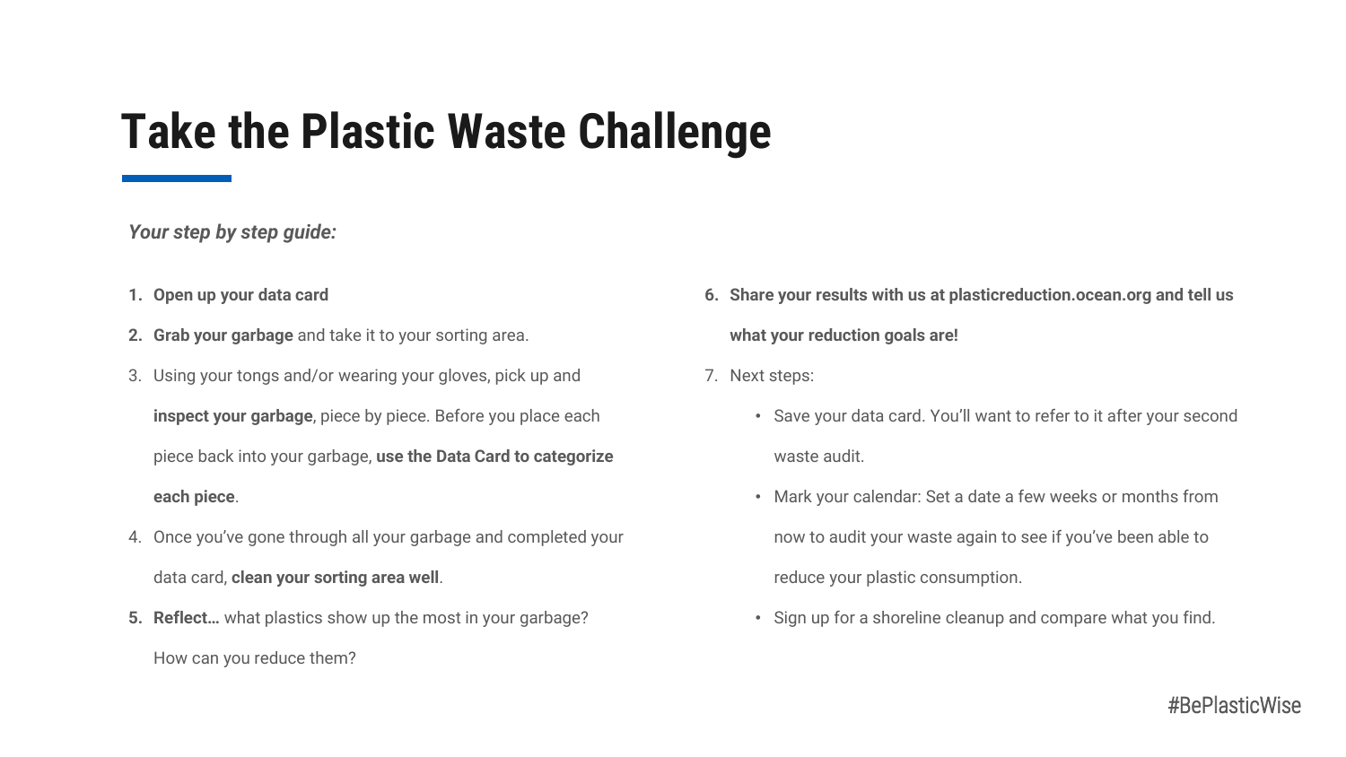# Take the Plastic Waste Challenge

***Your step by step guide:***

1. **Open up your data card**
2. **Grab your garbage** and take it to your sorting area.
3. Using your tongs and/or wearing your gloves, pick up and **inspect your garbage**, piece by piece. Before you place each piece back into your garbage, **use the Data Card to categorize each piece**.
4. Once you've gone through all your garbage and completed your data card, **clean your sorting area well**.
5. **Reflect…** what plastics show up the most in your garbage? How can you reduce them?
6. **Share your results with us at plasticreduction.ocean.org and tell us what your reduction goals are!**
7. Next steps:
   - Save your data card. You'll want to refer to it after your second waste audit.
   - Mark your calendar: Set a date a few weeks or months from now to audit your waste again to see if you've been able to reduce your plastic consumption.
   - Sign up for a shoreline cleanup and compare what you find.

#BePlasticWise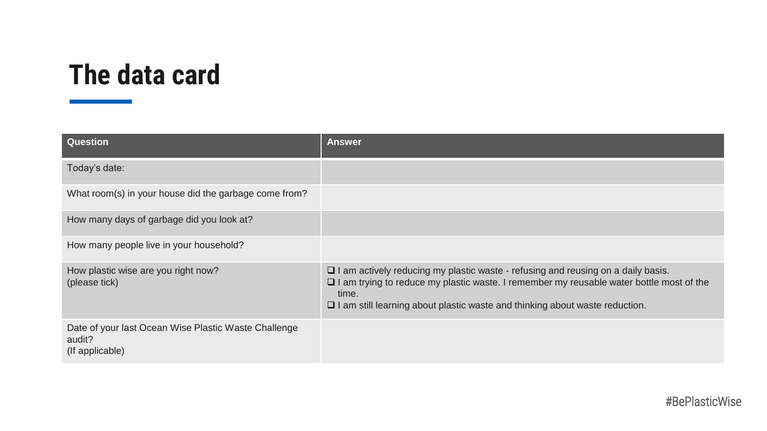# The data card

| Question | Answer |
|---|---|
| Today's date: | |
| What room(s) in your house did the garbage come from? | |
| How many days of garbage did you look at? | |
| How many people live in your household? | |
| How plastic wise are you right now? (please tick) | ❑ I am actively reducing my plastic waste - refusing and reusing on a daily basis.<br>❑ I am trying to reduce my plastic waste. I remember my reusable water bottle most of the time.<br>❑ I am still learning about plastic waste and thinking about waste reduction. |
| Date of your last Ocean Wise Plastic Waste Challenge audit? (If applicable) | |

#BePlasticWise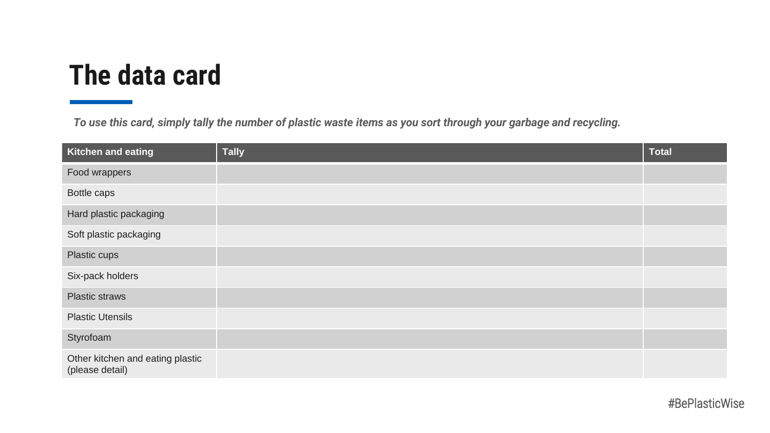# The data card

*To use this card, simply tally the number of plastic waste items as you sort through your garbage and recycling.*

| Kitchen and eating | Tally | Total |
| --- | --- | --- |
| Food wrappers | | |
| Bottle caps | | |
| Hard plastic packaging | | |
| Soft plastic packaging | | |
| Plastic cups | | |
| Six-pack holders | | |
| Plastic straws | | |
| Plastic Utensils | | |
| Styrofoam | | |
| Other kitchen and eating plastic (please detail) | | |

#BePlasticWise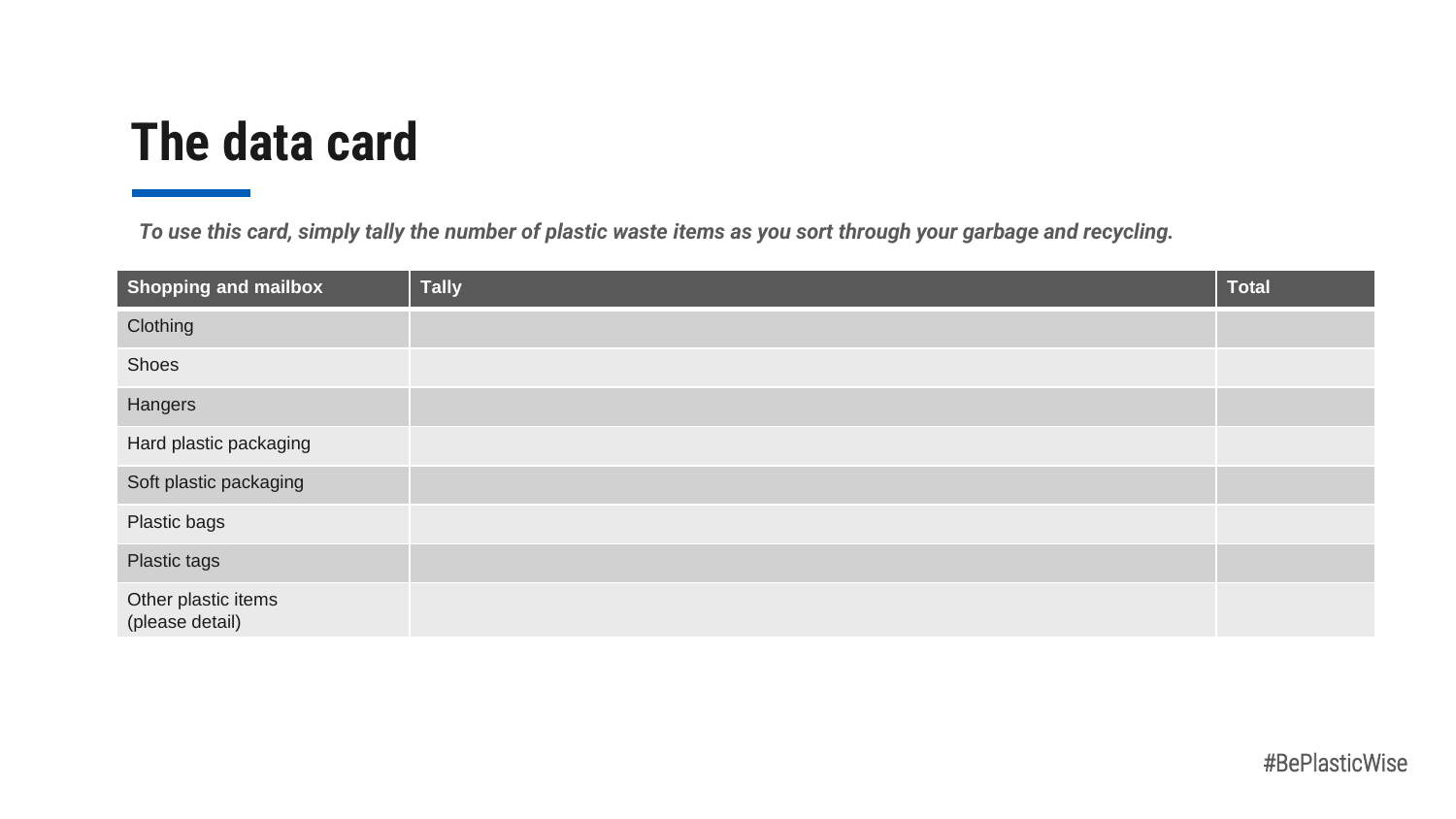# The data card

*To use this card, simply tally the number of plastic waste items as you sort through your garbage and recycling.*

| Shopping and mailbox | Tally | Total |
|---|---|---|
| Clothing | | |
| Shoes | | |
| Hangers | | |
| Hard plastic packaging | | |
| Soft plastic packaging | | |
| Plastic bags | | |
| Plastic tags | | |
| Other plastic items (please detail) | | |

#BePlasticWise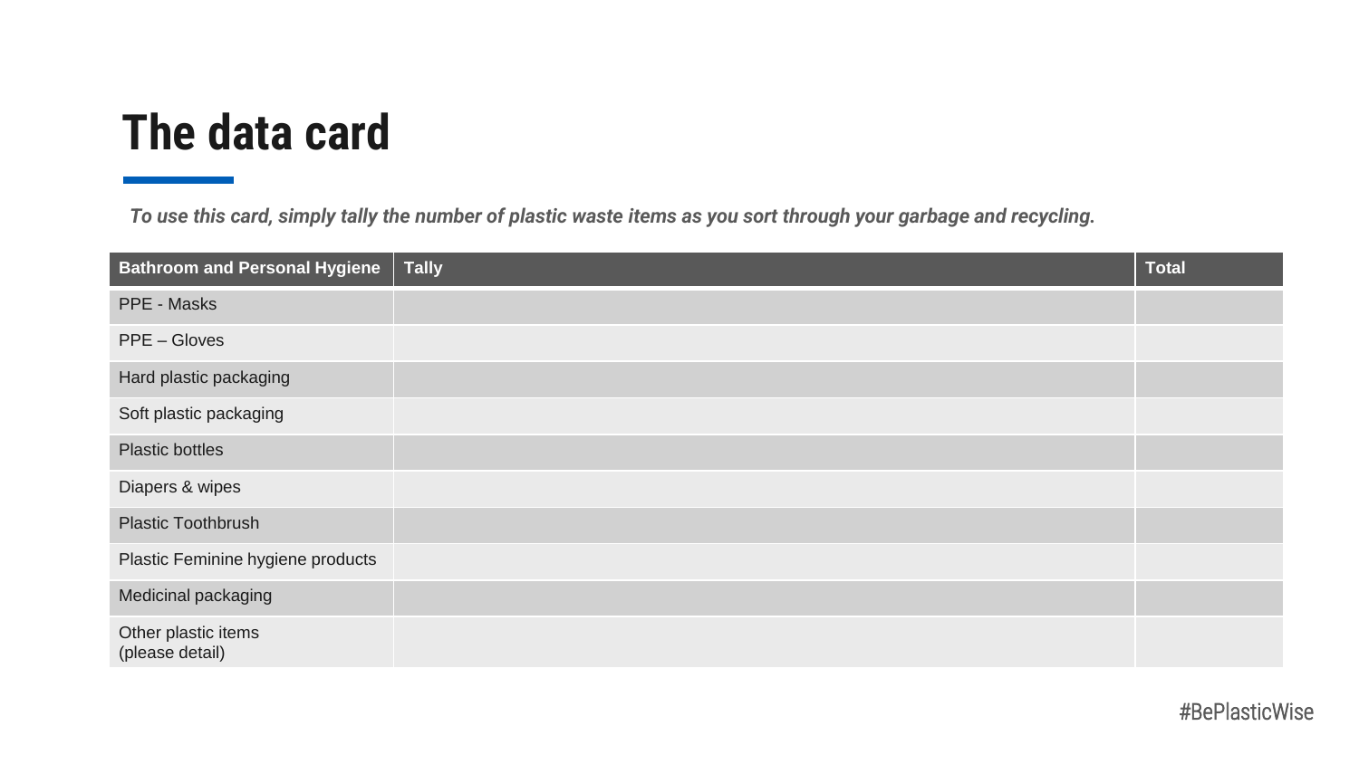# The data card

*To use this card, simply tally the number of plastic waste items as you sort through your garbage and recycling.*

| Bathroom and Personal Hygiene | Tally | Total |
|---|---|---|
| PPE - Masks | | |
| PPE – Gloves | | |
| Hard plastic packaging | | |
| Soft plastic packaging | | |
| Plastic bottles | | |
| Diapers & wipes | | |
| Plastic Toothbrush | | |
| Plastic Feminine hygiene products | | |
| Medicinal packaging | | |
| Other plastic items (please detail) | | |

#BePlasticWise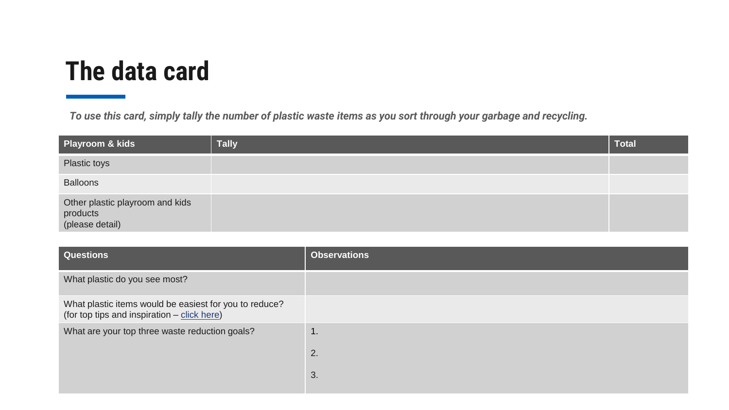# The data card

***To use this card, simply tally the number of plastic waste items as you sort through your garbage and recycling.***

| Playroom & kids | Tally | Total |
|---|---|---|
| Plastic toys | | |
| Balloons | | |
| Other plastic playroom and kids products (please detail) | | |

| Questions | Observations |
|---|---|
| What plastic do you see most? | |
| What plastic items would be easiest for you to reduce? (for top tips and inspiration – click here) | |
| What are your top three waste reduction goals? | 1.<br>2.<br>3. |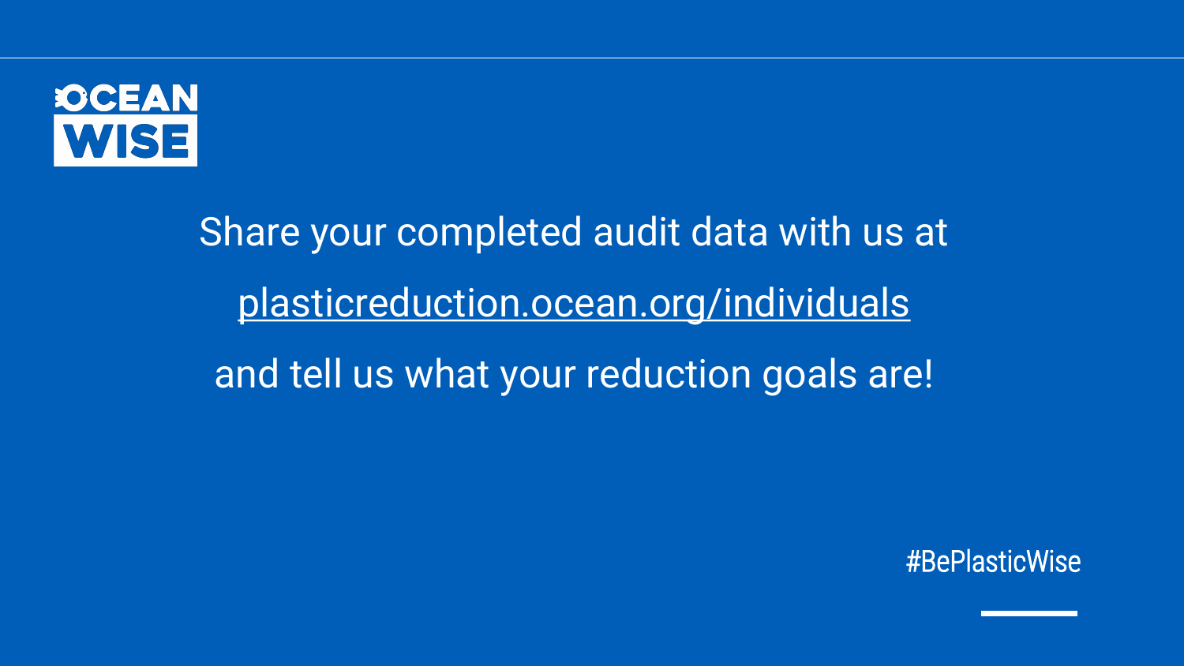OCEAN WISE

Share your completed audit data with us at

plasticreduction.ocean.org/individuals

and tell us what your reduction goals are!

#BePlasticWise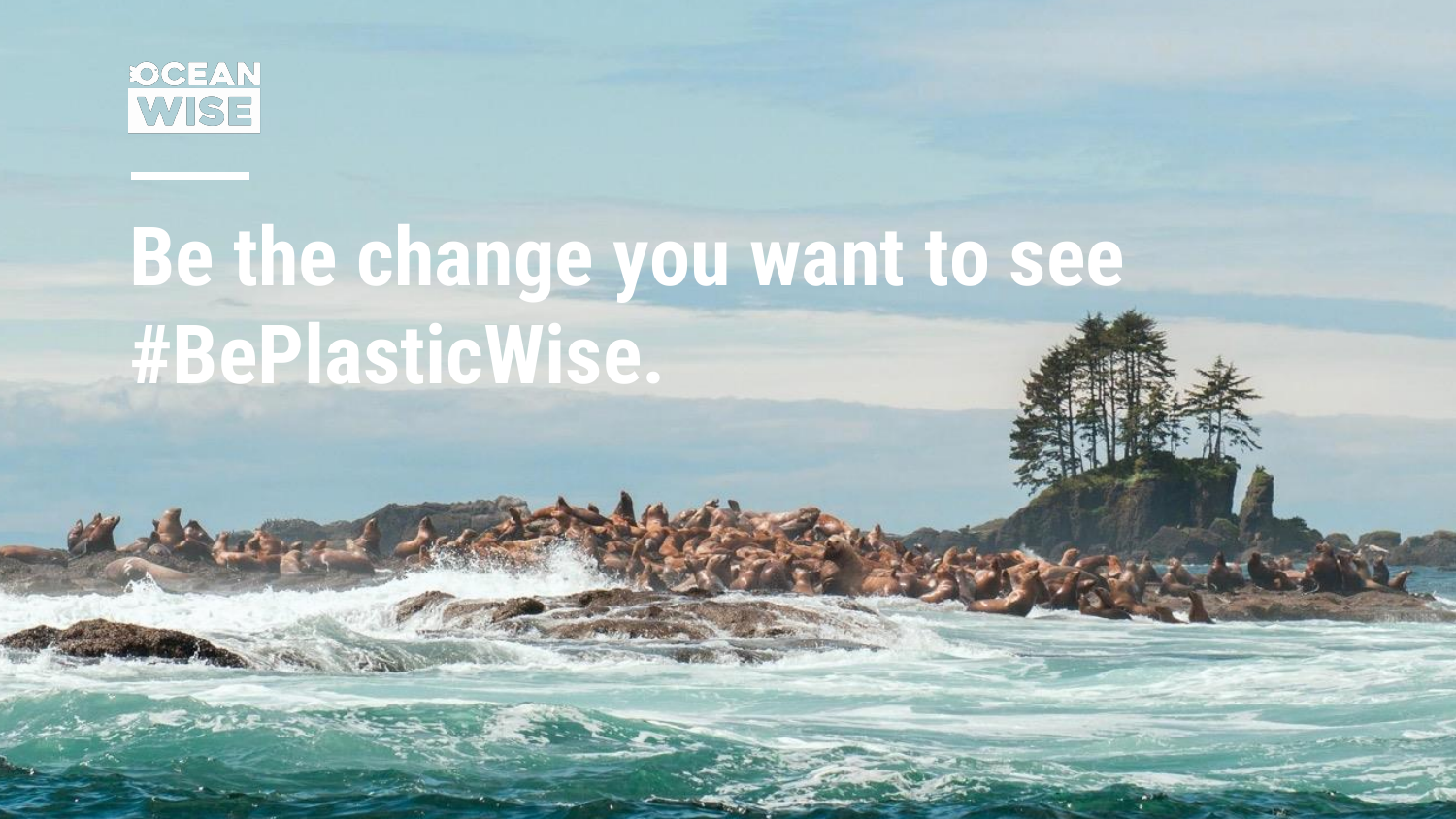OCEAN WISE

# Be the change you want to see #BePlasticWise.